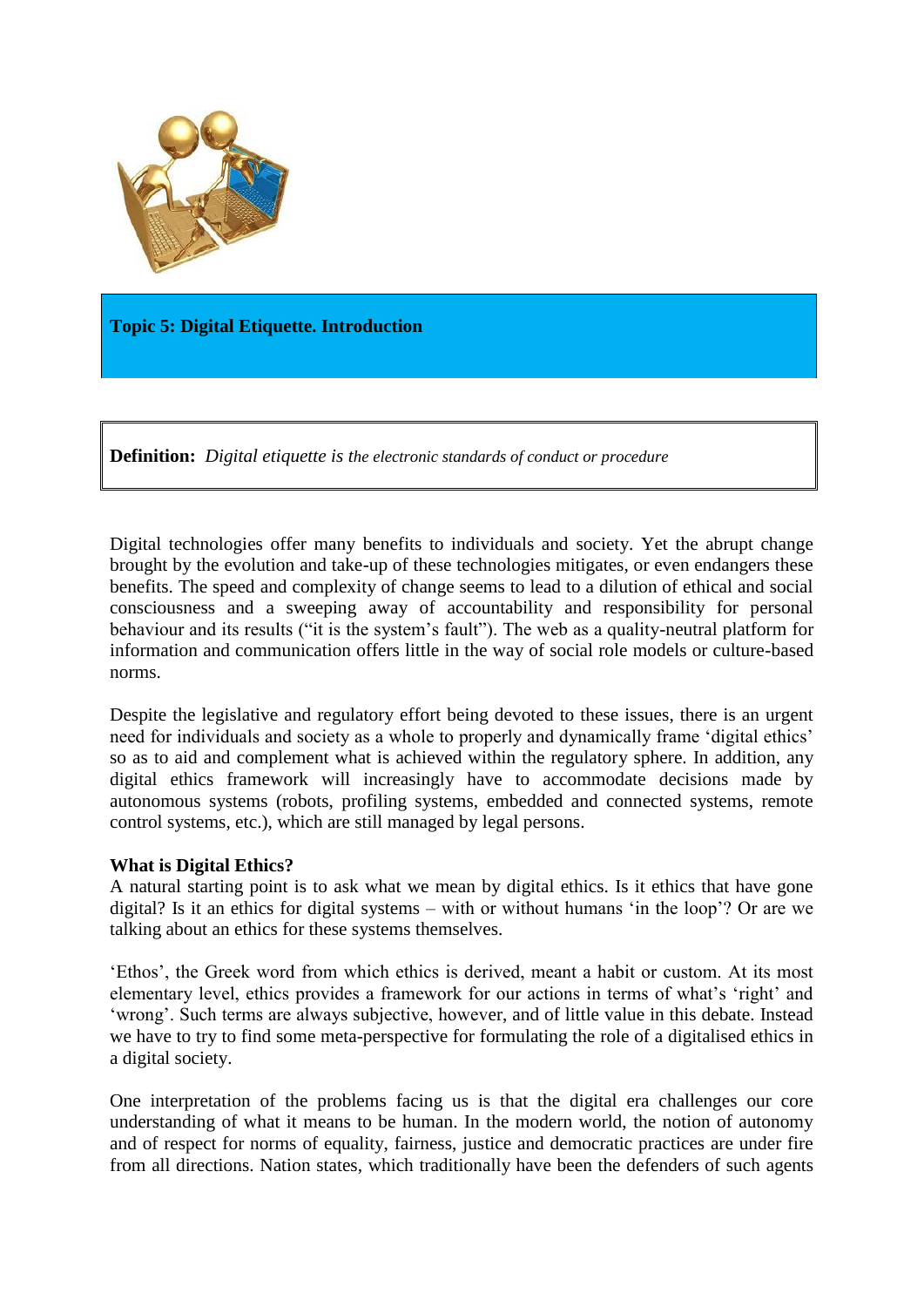# Topic 5: Digital Etiquette. Introduction

**Definition:** *Digital etiquette is the electronic standards of conduct or procedure*

Digital technologies offer many benefits to individuals and society. Yet the abrupt change brought by the evolution and take-up of these technologies mitigates, or even endangers these benefits. The speed and complexity of change seems to lead to a dilution of ethical and social consciousness and a sweeping away of accountability and responsibility for personal behaviour and its results ("it is the system's fault"). The web as a quality-neutral platform for information and communication offers little in the way of social role models or culture-based norms.

Despite the legislative and regulatory effort being devoted to these issues, there is an urgent need for individuals and society as a whole to properly and dynamically frame 'digital ethics' so as to aid and complement what is achieved within the regulatory sphere. In addition, any digital ethics framework will increasingly have to accommodate decisions made by autonomous systems (robots, profiling systems, embedded and connected systems, remote control systems, etc.), which are still managed by legal persons.

**What is Digital Ethics?**

A natural starting point is to ask what we mean by digital ethics. Is it ethics that have gone digital? Is it an ethics for digital systems – with or without humans 'in the loop'? Or are we talking about an ethics for these systems themselves.

'Ethos', the Greek word from which ethics is derived, meant a habit or custom. At its most elementary level, ethics provides a framework for our actions in terms of what's 'right' and 'wrong'. Such terms are always subjective, however, and of little value in this debate. Instead we have to try to find some meta-perspective for formulating the role of a digitalised ethics in a digital society.

One interpretation of the problems facing us is that the digital era challenges our core understanding of what it means to be human. In the modern world, the notion of autonomy and of respect for norms of equality, fairness, justice and democratic practices are under fire from all directions. Nation states, which traditionally have been the defenders of such agents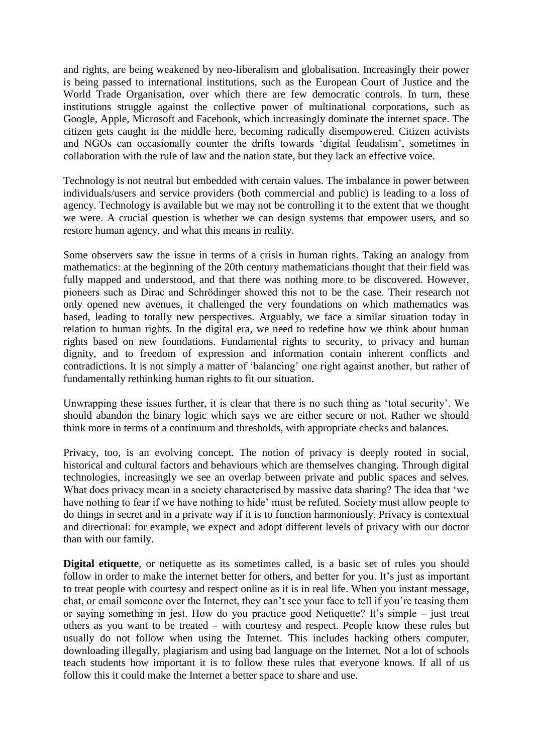and rights, are being weakened by neo-liberalism and globalisation. Increasingly their power is being passed to international institutions, such as the European Court of Justice and the World Trade Organisation, over which there are few democratic controls. In turn, these institutions struggle against the collective power of multinational corporations, such as Google, Apple, Microsoft and Facebook, which increasingly dominate the internet space. The citizen gets caught in the middle here, becoming radically disempowered. Citizen activists and NGOs can occasionally counter the drifts towards 'digital feudalism', sometimes in collaboration with the rule of law and the nation state, but they lack an effective voice.

Technology is not neutral but embedded with certain values. The imbalance in power between individuals/users and service providers (both commercial and public) is leading to a loss of agency. Technology is available but we may not be controlling it to the extent that we thought we were. A crucial question is whether we can design systems that empower users, and so restore human agency, and what this means in reality.

Some observers saw the issue in terms of a crisis in human rights. Taking an analogy from mathematics: at the beginning of the 20th century mathematicians thought that their field was fully mapped and understood, and that there was nothing more to be discovered. However, pioneers such as Dirac and Schrödinger showed this not to be the case. Their research not only opened new avenues, it challenged the very foundations on which mathematics was based, leading to totally new perspectives. Arguably, we face a similar situation today in relation to human rights. In the digital era, we need to redefine how we think about human rights based on new foundations. Fundamental rights to security, to privacy and human dignity, and to freedom of expression and information contain inherent conflicts and contradictions. It is not simply a matter of 'balancing' one right against another, but rather of fundamentally rethinking human rights to fit our situation.

Unwrapping these issues further, it is clear that there is no such thing as 'total security'. We should abandon the binary logic which says we are either secure or not. Rather we should think more in terms of a continuum and thresholds, with appropriate checks and balances.

Privacy, too, is an evolving concept. The notion of privacy is deeply rooted in social, historical and cultural factors and behaviours which are themselves changing. Through digital technologies, increasingly we see an overlap between private and public spaces and selves. What does privacy mean in a society characterised by massive data sharing? The idea that 'we have nothing to fear if we have nothing to hide' must be refuted. Society must allow people to do things in secret and in a private way if it is to function harmoniously. Privacy is contextual and directional: for example, we expect and adopt different levels of privacy with our doctor than with our family.

**Digital etiquette**, or netiquette as its sometimes called, is a basic set of rules you should follow in order to make the internet better for others, and better for you. It's just as important to treat people with courtesy and respect online as it is in real life. When you instant message, chat, or email someone over the Internet, they can't see your face to tell if you're teasing them or saying something in jest. How do you practice good Netiquette? It's simple – just treat others as you want to be treated – with courtesy and respect. People know these rules but usually do not follow when using the Internet. This includes hacking others computer, downloading illegally, plagiarism and using bad language on the Internet. Not a lot of schools teach students how important it is to follow these rules that everyone knows. If all of us follow this it could make the Internet a better space to share and use.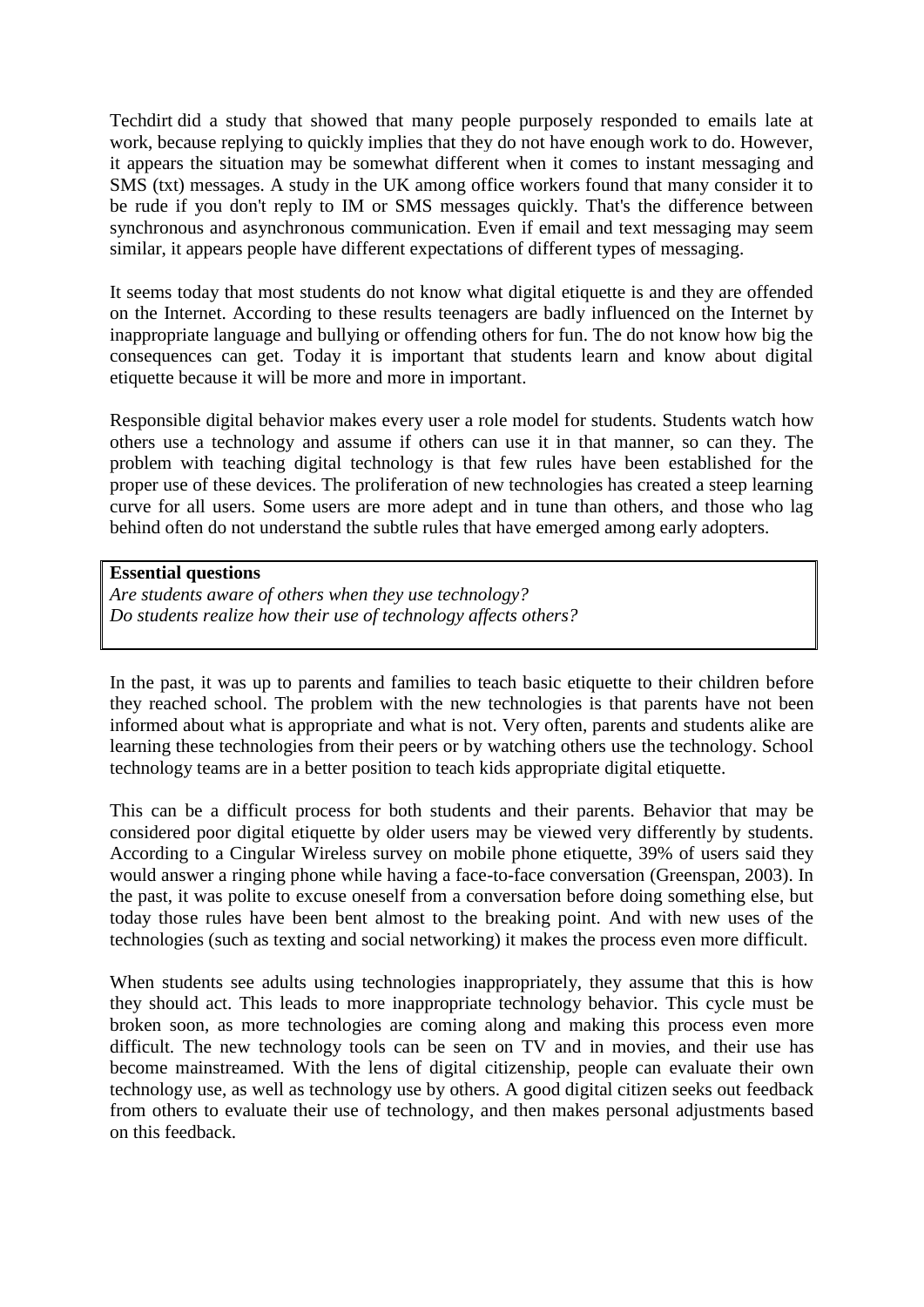Techdirt did a study that showed that many people purposely responded to emails late at work, because replying to quickly implies that they do not have enough work to do. However, it appears the situation may be somewhat different when it comes to instant messaging and SMS (txt) messages. A study in the UK among office workers found that many consider it to be rude if you don't reply to IM or SMS messages quickly. That's the difference between synchronous and asynchronous communication. Even if email and text messaging may seem similar, it appears people have different expectations of different types of messaging.

It seems today that most students do not know what digital etiquette is and they are offended on the Internet. According to these results teenagers are badly influenced on the Internet by inappropriate language and bullying or offending others for fun. The do not know how big the consequences can get. Today it is important that students learn and know about digital etiquette because it will be more and more in important.

Responsible digital behavior makes every user a role model for students. Students watch how others use a technology and assume if others can use it in that manner, so can they. The problem with teaching digital technology is that few rules have been established for the proper use of these devices. The proliferation of new technologies has created a steep learning curve for all users. Some users are more adept and in tune than others, and those who lag behind often do not understand the subtle rules that have emerged among early adopters.

**Essential questions**
*Are students aware of others when they use technology?*
*Do students realize how their use of technology affects others?*

In the past, it was up to parents and families to teach basic etiquette to their children before they reached school. The problem with the new technologies is that parents have not been informed about what is appropriate and what is not. Very often, parents and students alike are learning these technologies from their peers or by watching others use the technology. School technology teams are in a better position to teach kids appropriate digital etiquette.

This can be a difficult process for both students and their parents. Behavior that may be considered poor digital etiquette by older users may be viewed very differently by students. According to a Cingular Wireless survey on mobile phone etiquette, 39% of users said they would answer a ringing phone while having a face-to-face conversation (Greenspan, 2003). In the past, it was polite to excuse oneself from a conversation before doing something else, but today those rules have been bent almost to the breaking point. And with new uses of the technologies (such as texting and social networking) it makes the process even more difficult.

When students see adults using technologies inappropriately, they assume that this is how they should act. This leads to more inappropriate technology behavior. This cycle must be broken soon, as more technologies are coming along and making this process even more difficult. The new technology tools can be seen on TV and in movies, and their use has become mainstreamed. With the lens of digital citizenship, people can evaluate their own technology use, as well as technology use by others. A good digital citizen seeks out feedback from others to evaluate their use of technology, and then makes personal adjustments based on this feedback.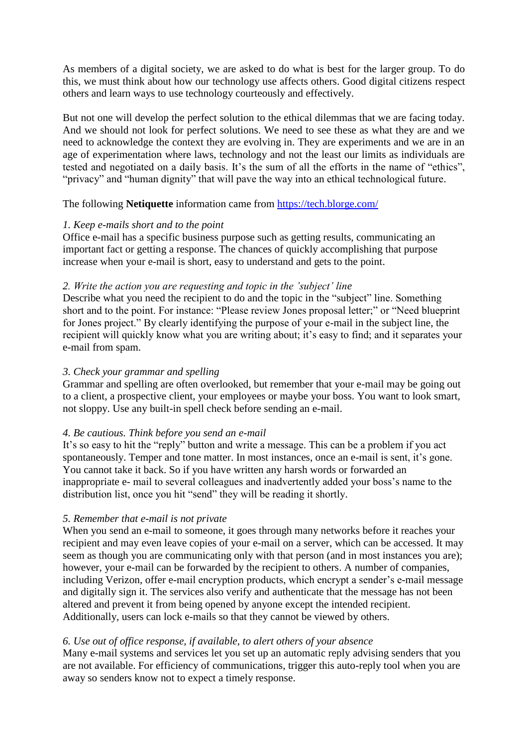As members of a digital society, we are asked to do what is best for the larger group. To do this, we must think about how our technology use affects others. Good digital citizens respect others and learn ways to use technology courteously and effectively.

But not one will develop the perfect solution to the ethical dilemmas that we are facing today. And we should not look for perfect solutions. We need to see these as what they are and we need to acknowledge the context they are evolving in. They are experiments and we are in an age of experimentation where laws, technology and not the least our limits as individuals are tested and negotiated on a daily basis. It's the sum of all the efforts in the name of "ethics", "privacy" and "human dignity" that will pave the way into an ethical technological future.

The following **Netiquette** information came from [https://tech.blorge.com/](https://tech.blorge.com/)

*1. Keep e-mails short and to the point*
Office e-mail has a specific business purpose such as getting results, communicating an important fact or getting a response. The chances of quickly accomplishing that purpose increase when your e-mail is short, easy to understand and gets to the point.

*2. Write the action you are requesting and topic in the 'subject' line*
Describe what you need the recipient to do and the topic in the "subject" line. Something short and to the point. For instance: "Please review Jones proposal letter;" or "Need blueprint for Jones project." By clearly identifying the purpose of your e-mail in the subject line, the recipient will quickly know what you are writing about; it's easy to find; and it separates your e-mail from spam.

*3. Check your grammar and spelling*
Grammar and spelling are often overlooked, but remember that your e-mail may be going out to a client, a prospective client, your employees or maybe your boss. You want to look smart, not sloppy. Use any built-in spell check before sending an e-mail.

*4. Be cautious. Think before you send an e-mail*
It's so easy to hit the "reply" button and write a message. This can be a problem if you act spontaneously. Temper and tone matter. In most instances, once an e-mail is sent, it's gone. You cannot take it back. So if you have written any harsh words or forwarded an inappropriate e- mail to several colleagues and inadvertently added your boss's name to the distribution list, once you hit "send" they will be reading it shortly.

*5. Remember that e-mail is not private*
When you send an e-mail to someone, it goes through many networks before it reaches your recipient and may even leave copies of your e-mail on a server, which can be accessed. It may seem as though you are communicating only with that person (and in most instances you are); however, your e-mail can be forwarded by the recipient to others. A number of companies, including Verizon, offer e-mail encryption products, which encrypt a sender's e-mail message and digitally sign it. The services also verify and authenticate that the message has not been altered and prevent it from being opened by anyone except the intended recipient. Additionally, users can lock e-mails so that they cannot be viewed by others.

*6. Use out of office response, if available, to alert others of your absence*
Many e-mail systems and services let you set up an automatic reply advising senders that you are not available. For efficiency of communications, trigger this auto-reply tool when you are away so senders know not to expect a timely response.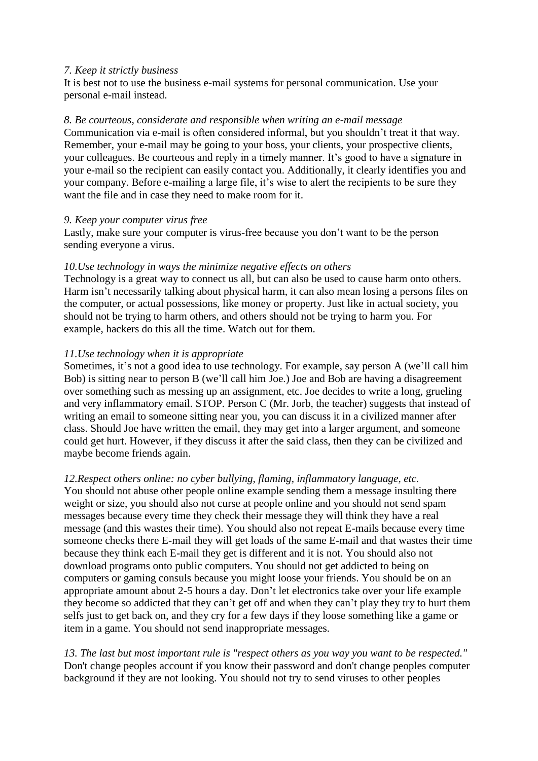*7. Keep it strictly business*

It is best not to use the business e-mail systems for personal communication. Use your personal e-mail instead.

*8. Be courteous, considerate and responsible when writing an e-mail message*

Communication via e-mail is often considered informal, but you shouldn't treat it that way. Remember, your e-mail may be going to your boss, your clients, your prospective clients, your colleagues. Be courteous and reply in a timely manner. It's good to have a signature in your e-mail so the recipient can easily contact you. Additionally, it clearly identifies you and your company. Before e-mailing a large file, it's wise to alert the recipients to be sure they want the file and in case they need to make room for it.

*9. Keep your computer virus free*

Lastly, make sure your computer is virus-free because you don't want to be the person sending everyone a virus.

*10.Use technology in ways the minimize negative effects on others*

Technology is a great way to connect us all, but can also be used to cause harm onto others. Harm isn't necessarily talking about physical harm, it can also mean losing a persons files on the computer, or actual possessions, like money or property. Just like in actual society, you should not be trying to harm others, and others should not be trying to harm you. For example, hackers do this all the time. Watch out for them.

*11.Use technology when it is appropriate*

Sometimes, it's not a good idea to use technology. For example, say person A (we'll call him Bob) is sitting near to person B (we'll call him Joe.) Joe and Bob are having a disagreement over something such as messing up an assignment, etc. Joe decides to write a long, grueling and very inflammatory email. STOP. Person C (Mr. Jorb, the teacher) suggests that instead of writing an email to someone sitting near you, you can discuss it in a civilized manner after class. Should Joe have written the email, they may get into a larger argument, and someone could get hurt. However, if they discuss it after the said class, then they can be civilized and maybe become friends again.

*12.Respect others online: no cyber bullying, flaming, inflammatory language, etc.*

You should not abuse other people online example sending them a message insulting there weight or size, you should also not curse at people online and you should not send spam messages because every time they check their message they will think they have a real message (and this wastes their time). You should also not repeat E-mails because every time someone checks there E-mail they will get loads of the same E-mail and that wastes their time because they think each E-mail they get is different and it is not. You should also not download programs onto public computers. You should not get addicted to being on computers or gaming consuls because you might loose your friends. You should be on an appropriate amount about 2-5 hours a day. Don't let electronics take over your life example they become so addicted that they can't get off and when they can't play they try to hurt them selfs just to get back on, and they cry for a few days if they loose something like a game or item in a game. You should not send inappropriate messages.

*13. The last but most important rule is "respect others as you way you want to be respected."*

Don't change peoples account if you know their password and don't change peoples computer background if they are not looking. You should not try to send viruses to other peoples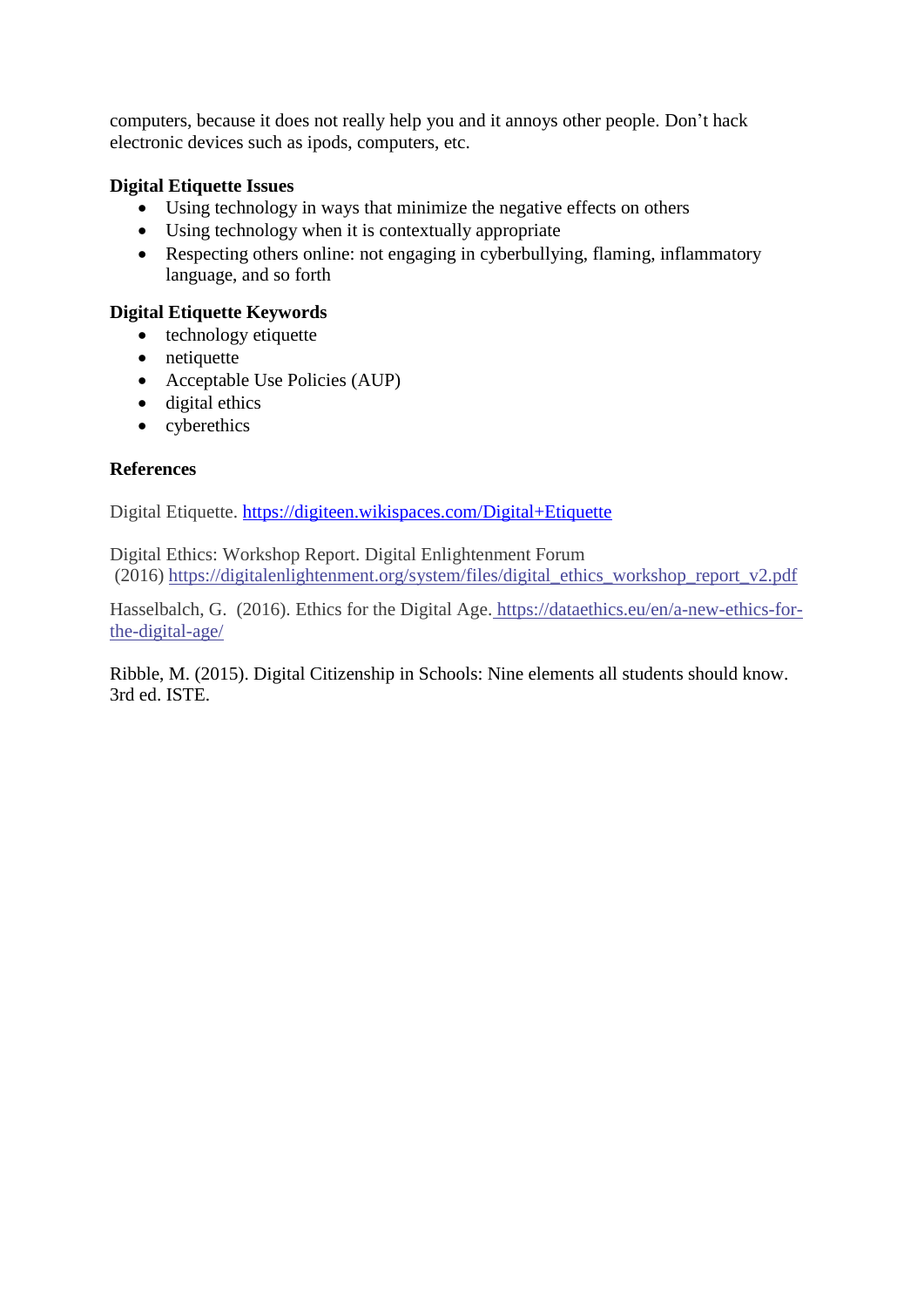computers, because it does not really help you and it annoys other people. Don't hack electronic devices such as ipods, computers, etc.

**Digital Etiquette Issues**

- Using technology in ways that minimize the negative effects on others
- Using technology when it is contextually appropriate
- Respecting others online: not engaging in cyberbullying, flaming, inflammatory language, and so forth

**Digital Etiquette Keywords**

- technology etiquette
- netiquette
- Acceptable Use Policies (AUP)
- digital ethics
- cyberethics

**References**

Digital Etiquette. https://digiteen.wikispaces.com/Digital+Etiquette

Digital Ethics: Workshop Report. Digital Enlightenment Forum (2016) https://digitalenlightenment.org/system/files/digital_ethics_workshop_report_v2.pdf

Hasselbalch, G. (2016). Ethics for the Digital Age. https://dataethics.eu/en/a-new-ethics-for-the-digital-age/

Ribble, M. (2015). Digital Citizenship in Schools: Nine elements all students should know. 3rd ed. ISTE.